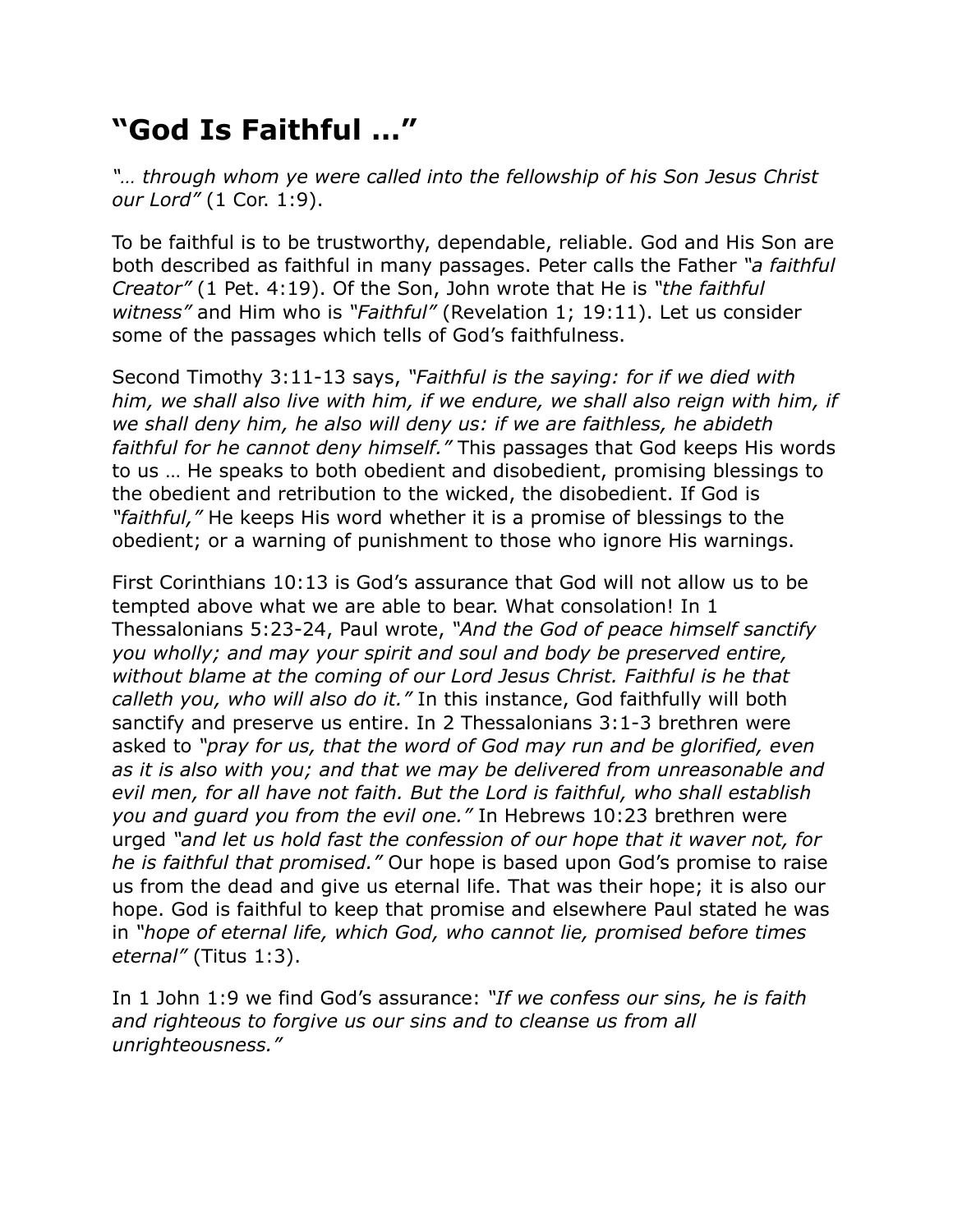# “God Is Faithful …”

*“… through whom ye were called into the fellowship of his Son Jesus Christ our Lord”* (1 Cor. 1:9).

To be faithful is to be trustworthy, dependable, reliable. God and His Son are both described as faithful in many passages. Peter calls the Father *“a faithful Creator”* (1 Pet. 4:19). Of the Son, John wrote that He is *“the faithful witness”* and Him who is *“Faithful”* (Revelation 1; 19:11). Let us consider some of the passages which tells of God’s faithfulness.

Second Timothy 3:11-13 says, *“Faithful is the saying: for if we died with him, we shall also live with him, if we endure, we shall also reign with him, if we shall deny him, he also will deny us: if we are faithless, he abideth faithful for he cannot deny himself.”* This passages that God keeps His words to us … He speaks to both obedient and disobedient, promising blessings to the obedient and retribution to the wicked, the disobedient. If God is *“faithful,”* He keeps His word whether it is a promise of blessings to the obedient; or a warning of punishment to those who ignore His warnings.

First Corinthians 10:13 is God’s assurance that God will not allow us to be tempted above what we are able to bear. What consolation! In 1 Thessalonians 5:23-24, Paul wrote, *“And the God of peace himself sanctify you wholly; and may your spirit and soul and body be preserved entire, without blame at the coming of our Lord Jesus Christ. Faithful is he that calleth you, who will also do it.”* In this instance, God faithfully will both sanctify and preserve us entire. In 2 Thessalonians 3:1-3 brethren were asked to *“pray for us, that the word of God may run and be glorified, even as it is also with you; and that we may be delivered from unreasonable and evil men, for all have not faith. But the Lord is faithful, who shall establish you and guard you from the evil one.”* In Hebrews 10:23 brethren were urged *“and let us hold fast the confession of our hope that it waver not, for he is faithful that promised.”* Our hope is based upon God’s promise to raise us from the dead and give us eternal life. That was their hope; it is also our hope. God is faithful to keep that promise and elsewhere Paul stated he was in *“hope of eternal life, which God, who cannot lie, promised before times eternal”* (Titus 1:3).

In 1 John 1:9 we find God’s assurance: *“If we confess our sins, he is faith and righteous to forgive us our sins and to cleanse us from all unrighteousness.”*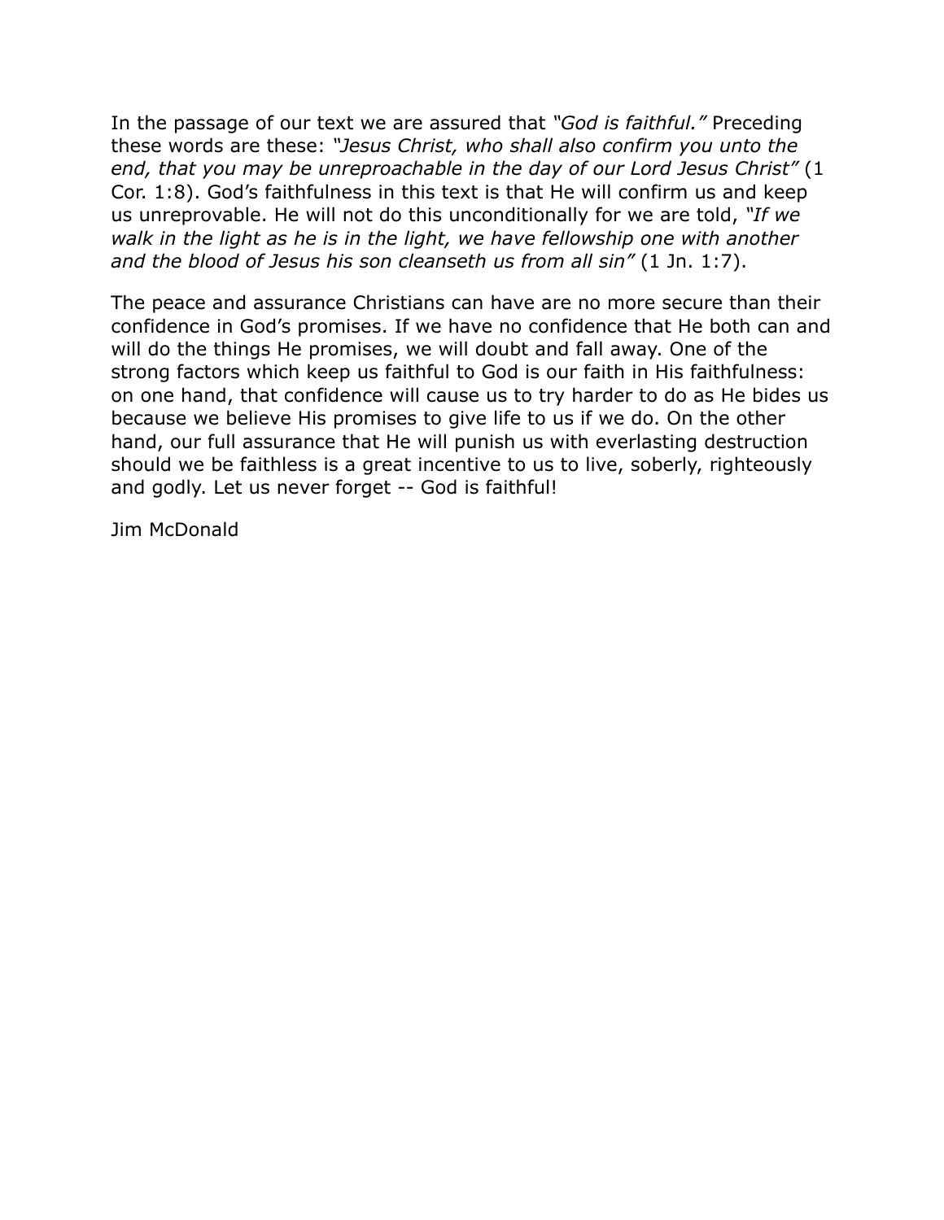In the passage of our text we are assured that *"God is faithful."* Preceding these words are these: *"Jesus Christ, who shall also confirm you unto the end, that you may be unreproachable in the day of our Lord Jesus Christ"* (1 Cor. 1:8). God's faithfulness in this text is that He will confirm us and keep us unreprovable. He will not do this unconditionally for we are told, *"If we walk in the light as he is in the light, we have fellowship one with another and the blood of Jesus his son cleanseth us from all sin"* (1 Jn. 1:7).

The peace and assurance Christians can have are no more secure than their confidence in God's promises. If we have no confidence that He both can and will do the things He promises, we will doubt and fall away. One of the strong factors which keep us faithful to God is our faith in His faithfulness: on one hand, that confidence will cause us to try harder to do as He bides us because we believe His promises to give life to us if we do. On the other hand, our full assurance that He will punish us with everlasting destruction should we be faithless is a great incentive to us to live, soberly, righteously and godly. Let us never forget -- God is faithful!

Jim McDonald